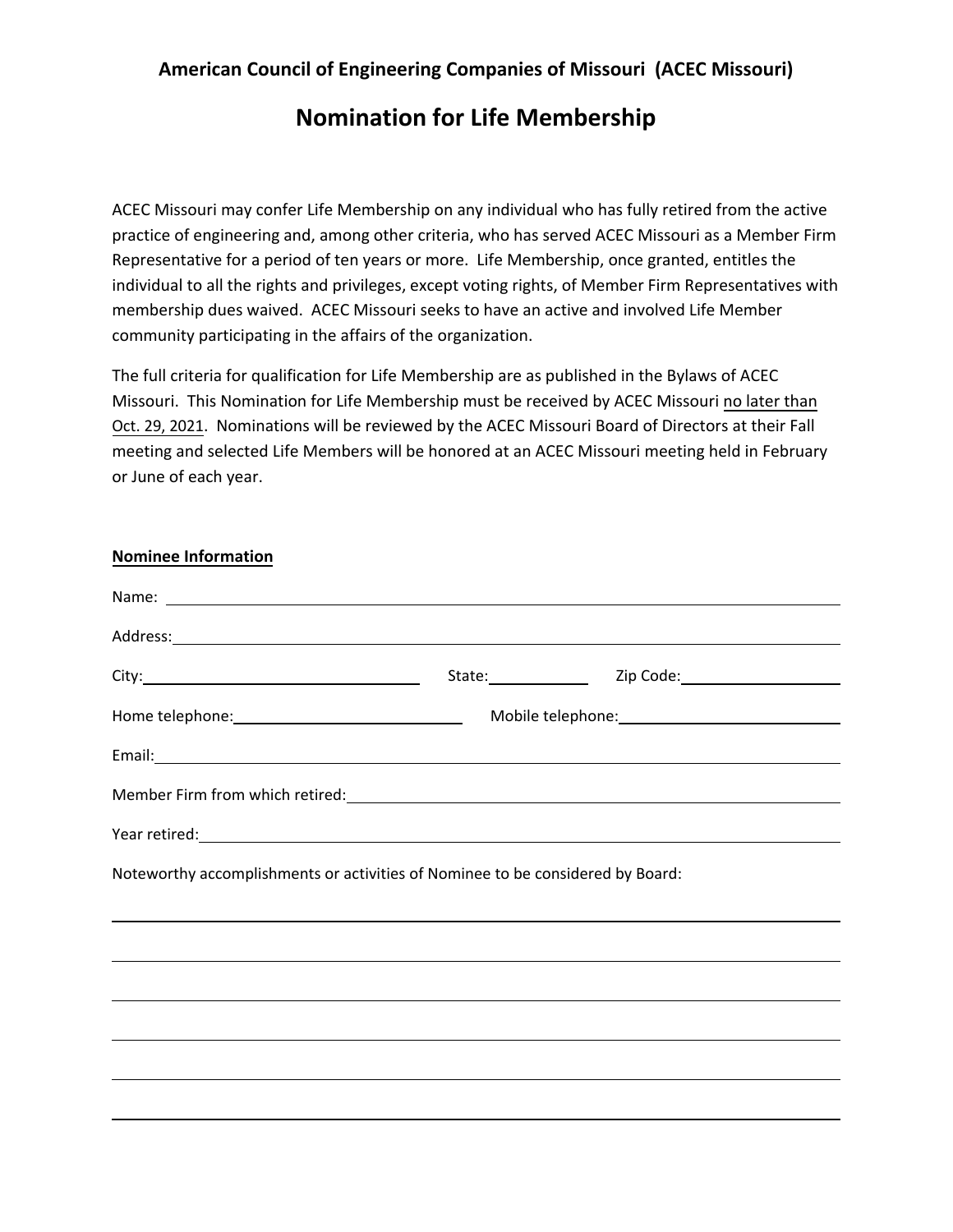**American Council of Engineering Companies of Missouri (ACEC Missouri)**

# Nomination for Life Membership

ACEC Missouri may confer Life Membership on any individual who has fully retired from the active practice of engineering and, among other criteria, who has served ACEC Missouri as a Member Firm Representative for a period of ten years or more. Life Membership, once granted, entitles the individual to all the rights and privileges, except voting rights, of Member Firm Representatives with membership dues waived. ACEC Missouri seeks to have an active and involved Life Member community participating in the affairs of the organization.

The full criteria for qualification for Life Membership are as published in the Bylaws of ACEC Missouri. This Nomination for Life Membership must be received by ACEC Missouri <u>no later than Oct. 29, 2021</u>. Nominations will be reviewed by the ACEC Missouri Board of Directors at their Fall meeting and selected Life Members will be honored at an ACEC Missouri meeting held in February or June of each year.

**<u>Nominee Information</u>**

Name: ______________________________________________

Address: ______________________________________________

City: ______________________ State: __________ Zip Code: ______________

Home telephone: ______________________ Mobile telephone: ______________________

Email: ______________________________________________

Member Firm from which retired: ______________________________________________

Year retired: ______________________________________________

Noteworthy accomplishments or activities of Nominee to be considered by Board:

______________________________________________

______________________________________________

______________________________________________

______________________________________________

______________________________________________

______________________________________________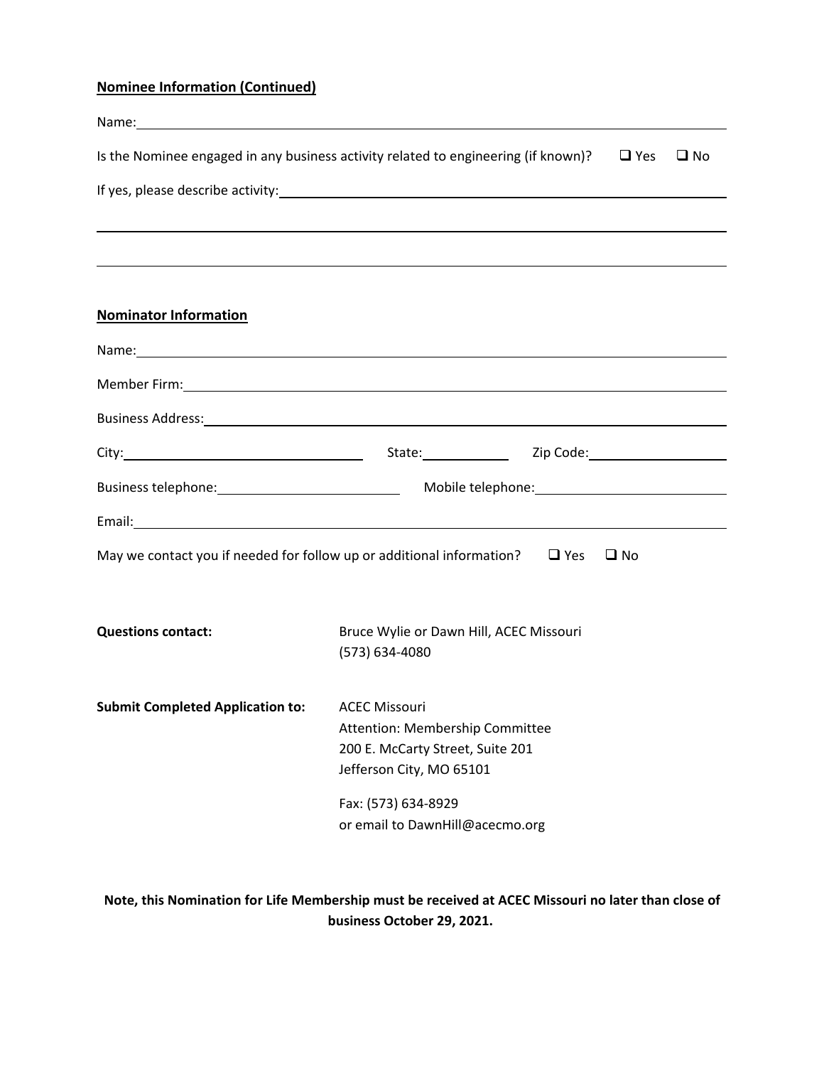**Nominee Information (Continued)**

Name: \_\_\_\_\_\_\_\_\_\_\_\_\_\_\_\_\_\_\_\_\_\_\_\_\_\_\_\_\_\_\_\_\_\_\_\_\_\_\_\_

Is the Nominee engaged in any business activity related to engineering (if known)? ❑ Yes ❑ No

If yes, please describe activity: \_\_\_\_\_\_\_\_\_\_\_\_\_\_\_\_\_\_\_\_\_\_\_\_\_\_\_\_\_\_\_\_\_\_\_\_\_\_\_\_

\_\_\_\_\_\_\_\_\_\_\_\_\_\_\_\_\_\_\_\_\_\_\_\_\_\_\_\_\_\_\_\_\_\_\_\_\_\_\_\_\_\_\_\_\_\_\_\_\_\_\_\_\_\_\_\_\_\_\_\_\_\_\_\_

\_\_\_\_\_\_\_\_\_\_\_\_\_\_\_\_\_\_\_\_\_\_\_\_\_\_\_\_\_\_\_\_\_\_\_\_\_\_\_\_\_\_\_\_\_\_\_\_\_\_\_\_\_\_\_\_\_\_\_\_\_\_\_\_

**Nominator Information**

Name: \_\_\_\_\_\_\_\_\_\_\_\_\_\_\_\_\_\_\_\_\_\_\_\_\_\_\_\_\_\_\_\_\_\_\_\_\_\_\_\_

Member Firm: \_\_\_\_\_\_\_\_\_\_\_\_\_\_\_\_\_\_\_\_\_\_\_\_\_\_\_\_\_\_\_\_\_\_\_\_\_\_\_\_

Business Address: \_\_\_\_\_\_\_\_\_\_\_\_\_\_\_\_\_\_\_\_\_\_\_\_\_\_\_\_\_\_\_\_\_\_\_\_\_\_\_\_

City: \_\_\_\_\_\_\_\_\_\_\_\_\_\_\_\_\_\_\_\_ State: \_\_\_\_\_\_\_\_\_\_ Zip Code: \_\_\_\_\_\_\_\_\_\_\_\_\_\_\_

Business telephone: \_\_\_\_\_\_\_\_\_\_\_\_\_\_\_\_\_\_\_\_ Mobile telephone: \_\_\_\_\_\_\_\_\_\_\_\_\_\_\_\_\_\_\_\_

Email: \_\_\_\_\_\_\_\_\_\_\_\_\_\_\_\_\_\_\_\_\_\_\_\_\_\_\_\_\_\_\_\_\_\_\_\_\_\_\_\_

May we contact you if needed for follow up or additional information? ❑ Yes ❑ No

**Questions contact:**

Bruce Wylie or Dawn Hill, ACEC Missouri
(573) 634-4080

**Submit Completed Application to:**

ACEC Missouri
Attention: Membership Committee
200 E. McCarty Street, Suite 201
Jefferson City, MO 65101

Fax: (573) 634-8929
or email to DawnHill@acecmo.org

**Note, this Nomination for Life Membership must be received at ACEC Missouri no later than close of business October 29, 2021.**